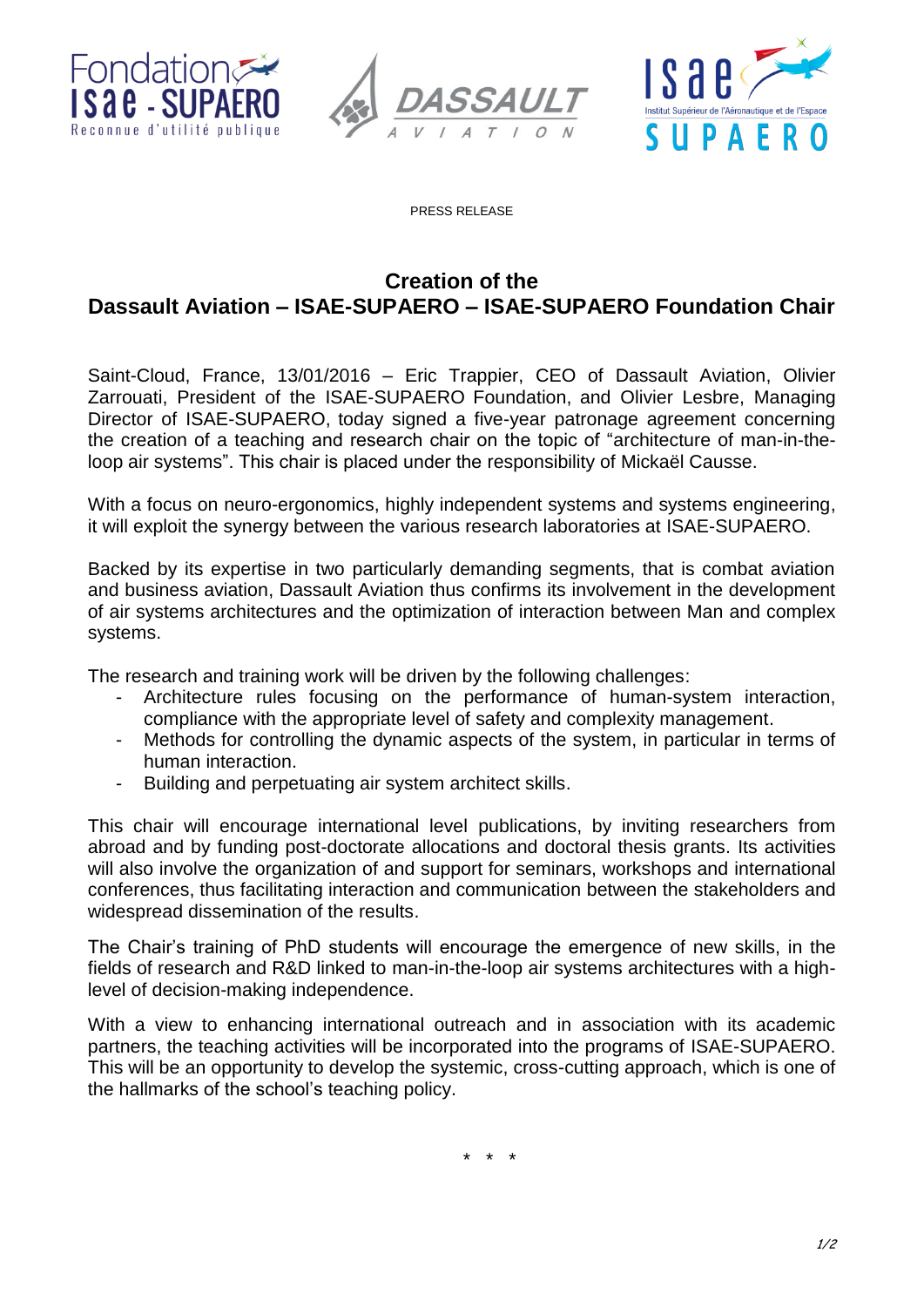PRESS RELEASE

# Creation of the Dassault Aviation – ISAE-SUPAERO – ISAE-SUPAERO Foundation Chair

Saint-Cloud, France, 13/01/2016 – Eric Trappier, CEO of Dassault Aviation, Olivier Zarrouati, President of the ISAE-SUPAERO Foundation, and Olivier Lesbre, Managing Director of ISAE-SUPAERO, today signed a five-year patronage agreement concerning the creation of a teaching and research chair on the topic of "architecture of man-in-the-loop air systems". This chair is placed under the responsibility of Mickaël Causse.

With a focus on neuro-ergonomics, highly independent systems and systems engineering, it will exploit the synergy between the various research laboratories at ISAE-SUPAERO.

Backed by its expertise in two particularly demanding segments, that is combat aviation and business aviation, Dassault Aviation thus confirms its involvement in the development of air systems architectures and the optimization of interaction between Man and complex systems.

The research and training work will be driven by the following challenges:

- Architecture rules focusing on the performance of human-system interaction, compliance with the appropriate level of safety and complexity management.
- Methods for controlling the dynamic aspects of the system, in particular in terms of human interaction.
- Building and perpetuating air system architect skills.

This chair will encourage international level publications, by inviting researchers from abroad and by funding post-doctorate allocations and doctoral thesis grants. Its activities will also involve the organization of and support for seminars, workshops and international conferences, thus facilitating interaction and communication between the stakeholders and widespread dissemination of the results.

The Chair's training of PhD students will encourage the emergence of new skills, in the fields of research and R&D linked to man-in-the-loop air systems architectures with a high-level of decision-making independence.

With a view to enhancing international outreach and in association with its academic partners, the teaching activities will be incorporated into the programs of ISAE-SUPAERO. This will be an opportunity to develop the systemic, cross-cutting approach, which is one of the hallmarks of the school's teaching policy.

\* \* \*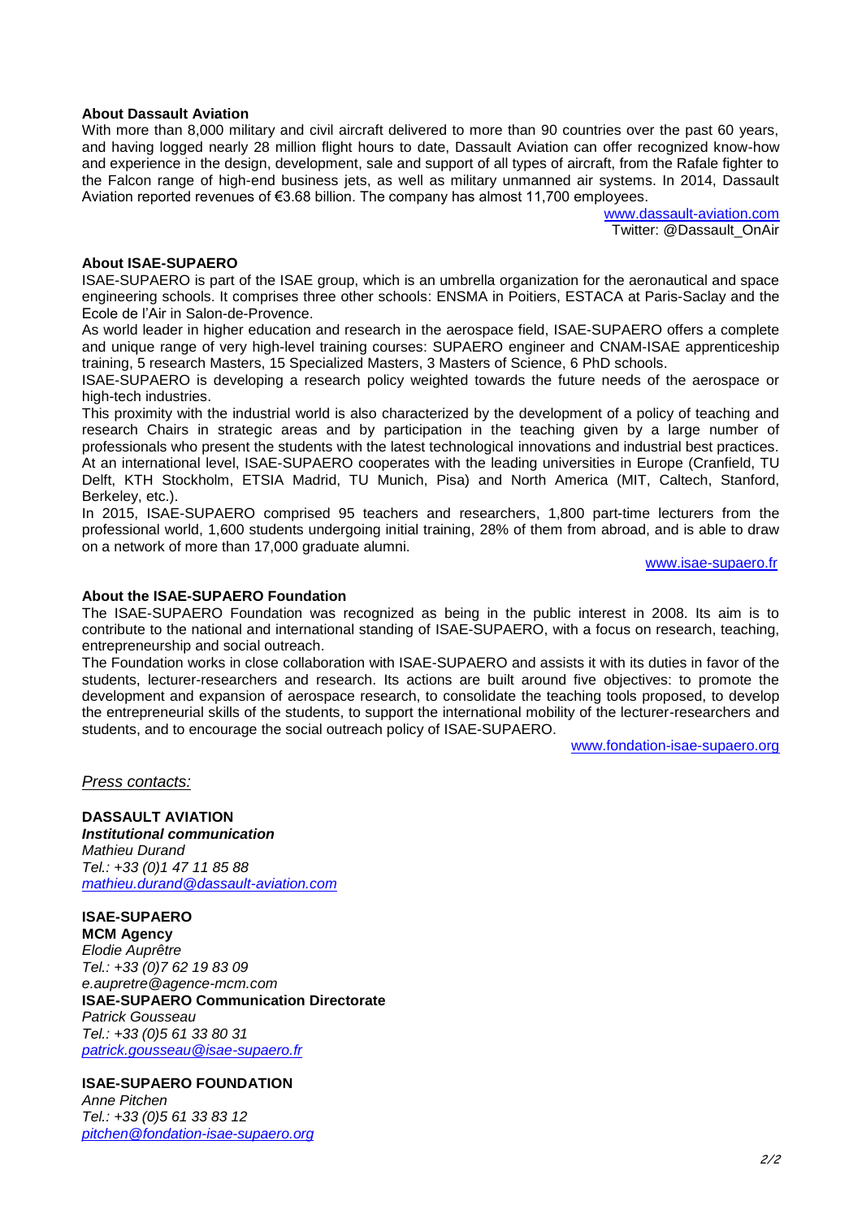### About Dassault Aviation

With more than 8,000 military and civil aircraft delivered to more than 90 countries over the past 60 years, and having logged nearly 28 million flight hours to date, Dassault Aviation can offer recognized know-how and experience in the design, development, sale and support of all types of aircraft, from the Rafale fighter to the Falcon range of high-end business jets, as well as military unmanned air systems. In 2014, Dassault Aviation reported revenues of €3.68 billion. The company has almost 11,700 employees.

www.dassault-aviation.com
Twitter: @Dassault_OnAir

### About ISAE-SUPAERO

ISAE-SUPAERO is part of the ISAE group, which is an umbrella organization for the aeronautical and space engineering schools. It comprises three other schools: ENSMA in Poitiers, ESTACA at Paris-Saclay and the Ecole de l'Air in Salon-de-Provence.

As world leader in higher education and research in the aerospace field, ISAE-SUPAERO offers a complete and unique range of very high-level training courses: SUPAERO engineer and CNAM-ISAE apprenticeship training, 5 research Masters, 15 Specialized Masters, 3 Masters of Science, 6 PhD schools.

ISAE-SUPAERO is developing a research policy weighted towards the future needs of the aerospace or high-tech industries.

This proximity with the industrial world is also characterized by the development of a policy of teaching and research Chairs in strategic areas and by participation in the teaching given by a large number of professionals who present the students with the latest technological innovations and industrial best practices.

At an international level, ISAE-SUPAERO cooperates with the leading universities in Europe (Cranfield, TU Delft, KTH Stockholm, ETSIA Madrid, TU Munich, Pisa) and North America (MIT, Caltech, Stanford, Berkeley, etc.).

In 2015, ISAE-SUPAERO comprised 95 teachers and researchers, 1,800 part-time lecturers from the professional world, 1,600 students undergoing initial training, 28% of them from abroad, and is able to draw on a network of more than 17,000 graduate alumni.

www.isae-supaero.fr

### About the ISAE-SUPAERO Foundation

The ISAE-SUPAERO Foundation was recognized as being in the public interest in 2008. Its aim is to contribute to the national and international standing of ISAE-SUPAERO, with a focus on research, teaching, entrepreneurship and social outreach.

The Foundation works in close collaboration with ISAE-SUPAERO and assists it with its duties in favor of the students, lecturer-researchers and research. Its actions are built around five objectives: to promote the development and expansion of aerospace research, to consolidate the teaching tools proposed, to develop the entrepreneurial skills of the students, to support the international mobility of the lecturer-researchers and students, and to encourage the social outreach policy of ISAE-SUPAERO.

www.fondation-isae-supaero.org

*Press contacts:*

**DASSAULT AVIATION**
***Institutional communication***
*Mathieu Durand*
*Tel.: +33 (0)1 47 11 85 88*
*mathieu.durand@dassault-aviation.com*

**ISAE-SUPAERO**
**MCM Agency**
*Elodie Auprêtre*
*Tel.: +33 (0)7 62 19 83 09*
*e.aupretre@agence-mcm.com*
**ISAE-SUPAERO Communication Directorate**
*Patrick Gousseau*
*Tel.: +33 (0)5 61 33 80 31*
*patrick.gousseau@isae-supaero.fr*

**ISAE-SUPAERO FOUNDATION**
*Anne Pitchen*
*Tel.: +33 (0)5 61 33 83 12*
*pitchen@fondation-isae-supaero.org*